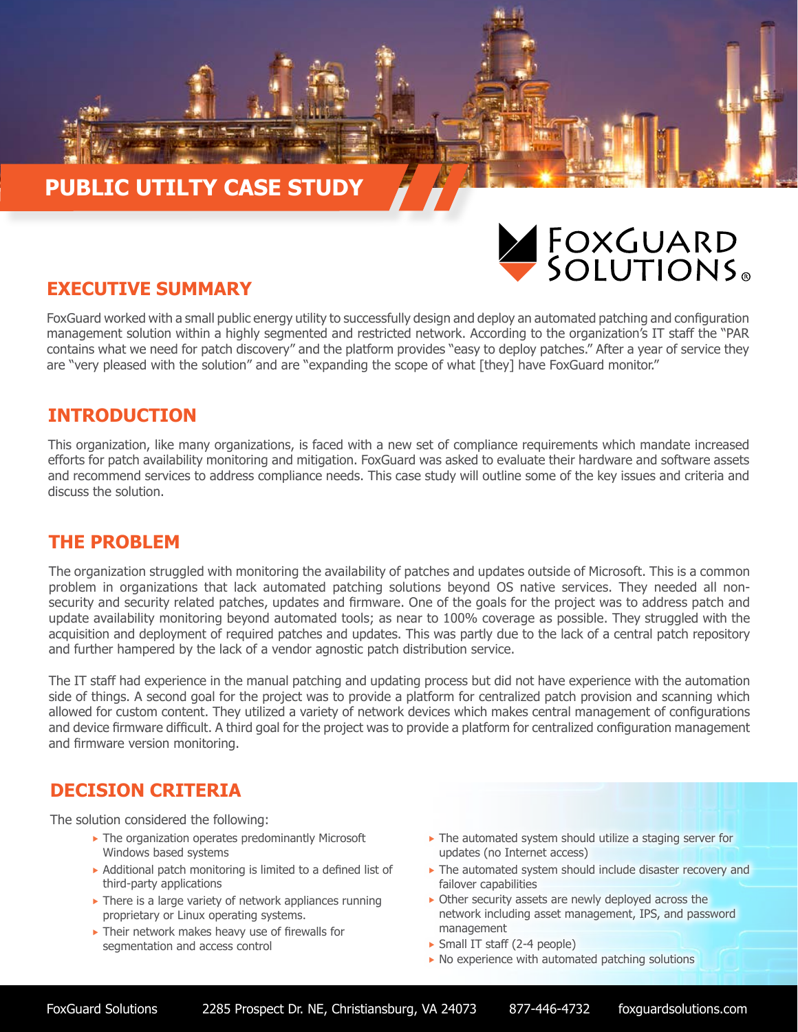# PUBLIC UTILTY CASE STUDY

FoxGuard Solutions

## EXECUTIVE SUMMARY

FoxGuard worked with a small public energy utility to successfully design and deploy an automated patching and configuration management solution within a highly segmented and restricted network. According to the organization's IT staff the "PAR contains what we need for patch discovery" and the platform provides "easy to deploy patches." After a year of service they are "very pleased with the solution" and are "expanding the scope of what [they] have FoxGuard monitor."

## INTRODUCTION

This organization, like many organizations, is faced with a new set of compliance requirements which mandate increased efforts for patch availability monitoring and mitigation. FoxGuard was asked to evaluate their hardware and software assets and recommend services to address compliance needs. This case study will outline some of the key issues and criteria and discuss the solution.

## THE PROBLEM

The organization struggled with monitoring the availability of patches and updates outside of Microsoft. This is a common problem in organizations that lack automated patching solutions beyond OS native services. They needed all non-security and security related patches, updates and firmware. One of the goals for the project was to address patch and update availability monitoring beyond automated tools; as near to 100% coverage as possible. They struggled with the acquisition and deployment of required patches and updates. This was partly due to the lack of a central patch repository and further hampered by the lack of a vendor agnostic patch distribution service.

The IT staff had experience in the manual patching and updating process but did not have experience with the automation side of things. A second goal for the project was to provide a platform for centralized patch provision and scanning which allowed for custom content. They utilized a variety of network devices which makes central management of configurations and device firmware difficult. A third goal for the project was to provide a platform for centralized configuration management and firmware version monitoring.

## DECISION CRITERIA

The solution considered the following:

- The organization operates predominantly Microsoft Windows based systems
- Additional patch monitoring is limited to a defined list of third-party applications
- There is a large variety of network appliances running proprietary or Linux operating systems.
- Their network makes heavy use of firewalls for segmentation and access control
- The automated system should utilize a staging server for updates (no Internet access)
- The automated system should include disaster recovery and failover capabilities
- Other security assets are newly deployed across the network including asset management, IPS, and password management
- Small IT staff (2-4 people)
- No experience with automated patching solutions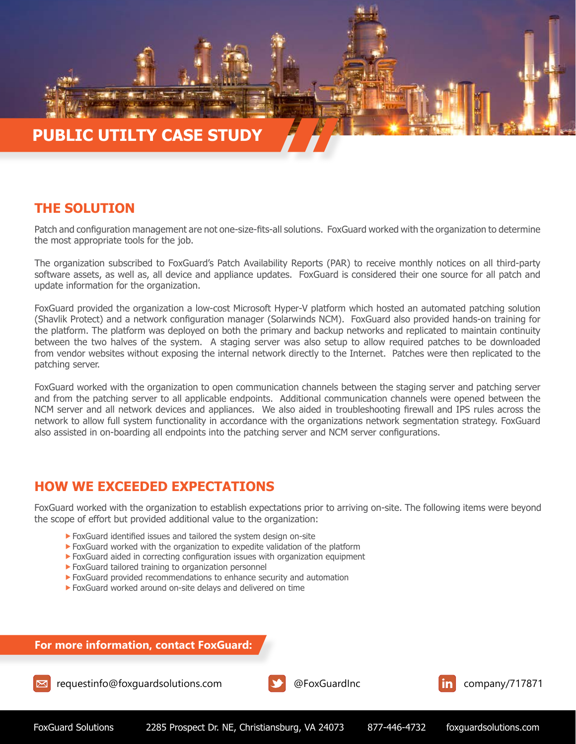# PUBLIC UTILTY CASE STUDY

## THE SOLUTION

Patch and configuration management are not one-size-fits-all solutions. FoxGuard worked with the organization to determine the most appropriate tools for the job.

The organization subscribed to FoxGuard's Patch Availability Reports (PAR) to receive monthly notices on all third-party software assets, as well as, all device and appliance updates. FoxGuard is considered their one source for all patch and update information for the organization.

FoxGuard provided the organization a low-cost Microsoft Hyper-V platform which hosted an automated patching solution (Shavlik Protect) and a network configuration manager (Solarwinds NCM). FoxGuard also provided hands-on training for the platform. The platform was deployed on both the primary and backup networks and replicated to maintain continuity between the two halves of the system. A staging server was also setup to allow required patches to be downloaded from vendor websites without exposing the internal network directly to the Internet. Patches were then replicated to the patching server.

FoxGuard worked with the organization to open communication channels between the staging server and patching server and from the patching server to all applicable endpoints. Additional communication channels were opened between the NCM server and all network devices and appliances. We also aided in troubleshooting firewall and IPS rules across the network to allow full system functionality in accordance with the organizations network segmentation strategy. FoxGuard also assisted in on-boarding all endpoints into the patching server and NCM server configurations.

## HOW WE EXCEEDED EXPECTATIONS

FoxGuard worked with the organization to establish expectations prior to arriving on-site. The following items were beyond the scope of effort but provided additional value to the organization:

- FoxGuard identified issues and tailored the system design on-site
- FoxGuard worked with the organization to expedite validation of the platform
- FoxGuard aided in correcting configuration issues with organization equipment
- FoxGuard tailored training to organization personnel
- FoxGuard provided recommendations to enhance security and automation
- FoxGuard worked around on-site delays and delivered on time

**For more information, contact FoxGuard:**

requestinfo@foxguardsolutions.com

@FoxGuardInc

company/717871

FoxGuard Solutions | 2285 Prospect Dr. NE, Christiansburg, VA 24073 | 877-446-4732 | foxguardsolutions.com